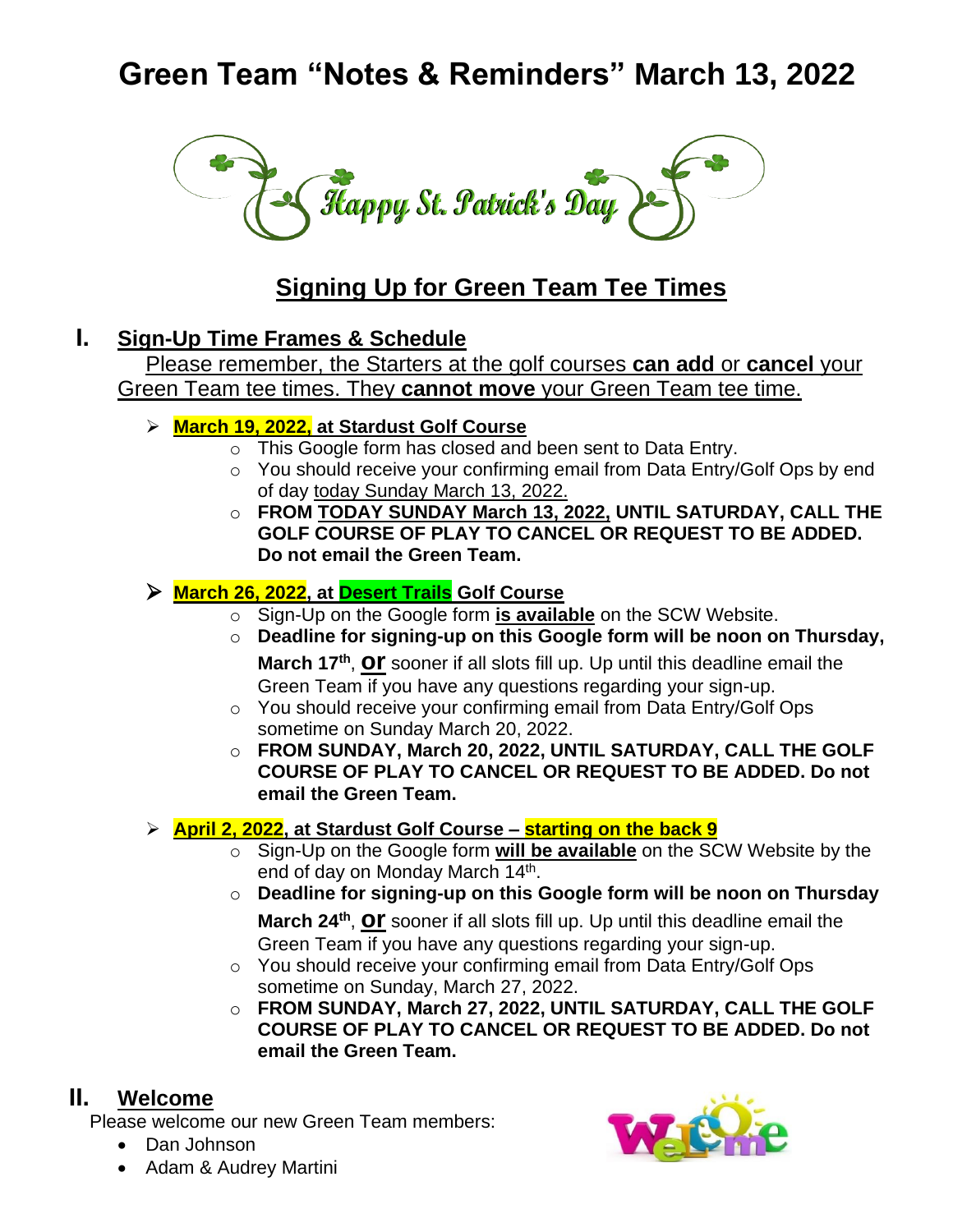# Green Team "Notes & Reminders" March 13, 2022

Happy St. Patrick's Day

## Signing Up for Green Team Tee Times

## I. Sign-Up Time Frames & Schedule

Please remember, the Starters at the golf courses **can add** or **cancel** your Green Team tee times. They **cannot move** your Green Team tee time.

- **March 19, 2022, at Stardust Golf Course**
  - This Google form has closed and been sent to Data Entry.
  - You should receive your confirming email from Data Entry/Golf Ops by end of day today Sunday March 13, 2022.
  - **FROM TODAY SUNDAY March 13, 2022, UNTIL SATURDAY, CALL THE GOLF COURSE OF PLAY TO CANCEL OR REQUEST TO BE ADDED. Do not email the Green Team.**

- **March 26, 2022, at Desert Trails Golf Course**
  - Sign-Up on the Google form **is available** on the SCW Website.
  - **Deadline for signing-up on this Google form will be noon on Thursday, March 17th**, **or** sooner if all slots fill up. Up until this deadline email the Green Team if you have any questions regarding your sign-up.
  - You should receive your confirming email from Data Entry/Golf Ops sometime on Sunday March 20, 2022.
  - **FROM SUNDAY, March 20, 2022, UNTIL SATURDAY, CALL THE GOLF COURSE OF PLAY TO CANCEL OR REQUEST TO BE ADDED. Do not email the Green Team.**

- **April 2, 2022, at Stardust Golf Course – starting on the back 9**
  - Sign-Up on the Google form **will be available** on the SCW Website by the end of day on Monday March 14th.
  - **Deadline for signing-up on this Google form will be noon on Thursday March 24th**, **or** sooner if all slots fill up. Up until this deadline email the Green Team if you have any questions regarding your sign-up.
  - You should receive your confirming email from Data Entry/Golf Ops sometime on Sunday, March 27, 2022.
  - **FROM SUNDAY, March 27, 2022, UNTIL SATURDAY, CALL THE GOLF COURSE OF PLAY TO CANCEL OR REQUEST TO BE ADDED. Do not email the Green Team.**

## II. Welcome

Please welcome our new Green Team members:

- Dan Johnson
- Adam & Audrey Martini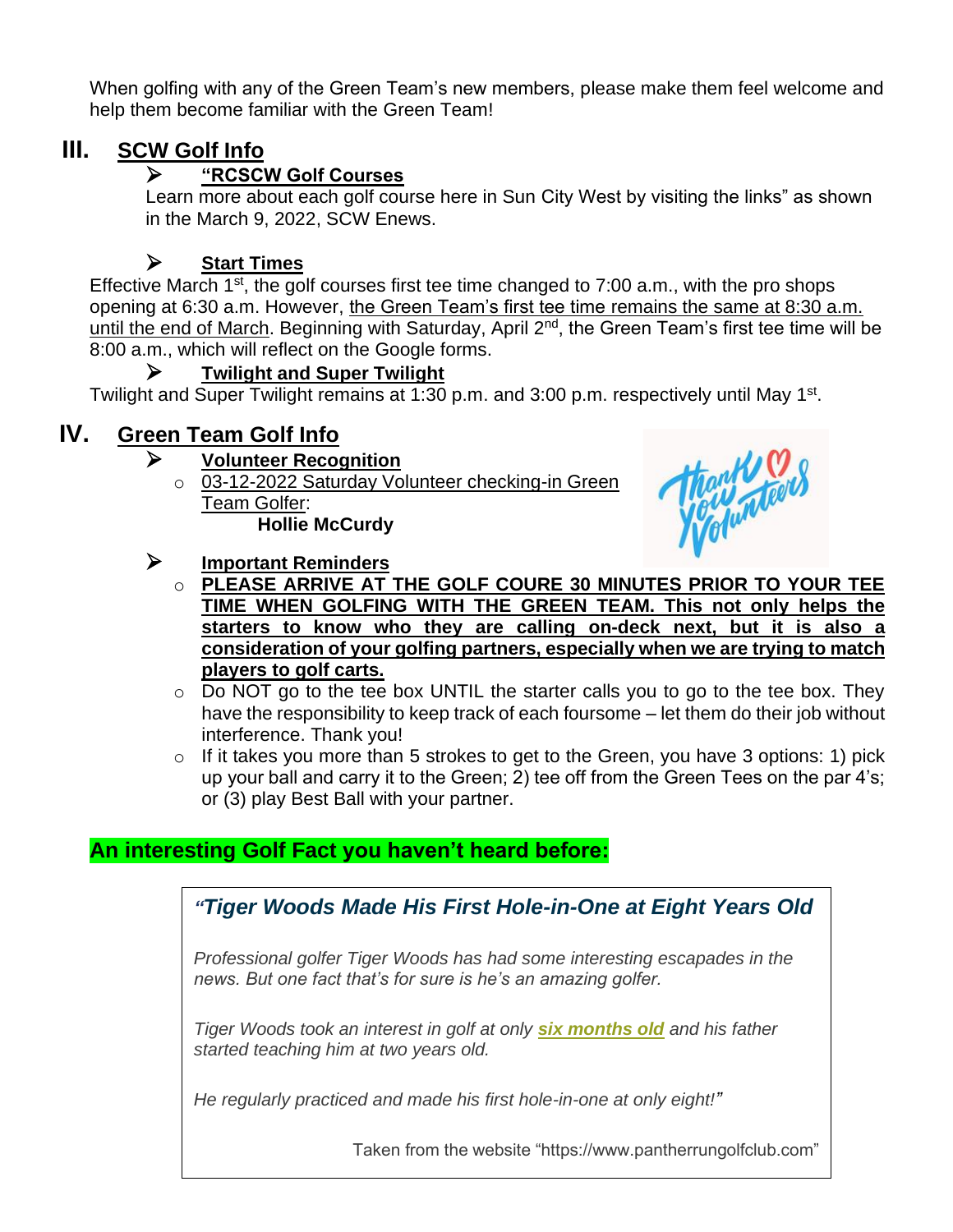When golfing with any of the Green Team's new members, please make them feel welcome and help them become familiar with the Green Team!

## III. SCW Golf Info

- **"RCSCW Golf Courses**

  Learn more about each golf course here in Sun City West by visiting the links" as shown in the March 9, 2022, SCW Enews.

- **Start Times**

Effective March 1st, the golf courses first tee time changed to 7:00 a.m., with the pro shops opening at 6:30 a.m. However, the Green Team's first tee time remains the same at 8:30 a.m. until the end of March. Beginning with Saturday, April 2nd, the Green Team's first tee time will be 8:00 a.m., which will reflect on the Google forms.

- **Twilight and Super Twilight**

Twilight and Super Twilight remains at 1:30 p.m. and 3:00 p.m. respectively until May 1st.

## IV. Green Team Golf Info

- **Volunteer Recognition**
  - 03-12-2022 Saturday Volunteer checking-in Green Team Golfer:

    **Hollie McCurdy**

- **Important Reminders**
  - **PLEASE ARRIVE AT THE GOLF COURE 30 MINUTES PRIOR TO YOUR TEE TIME WHEN GOLFING WITH THE GREEN TEAM. This not only helps the starters to know who they are calling on-deck next, but it is also a consideration of your golfing partners, especially when we are trying to match players to golf carts.**
  - Do NOT go to the tee box UNTIL the starter calls you to go to the tee box. They have the responsibility to keep track of each foursome – let them do their job without interference. Thank you!
  - If it takes you more than 5 strokes to get to the Green, you have 3 options: 1) pick up your ball and carry it to the Green; 2) tee off from the Green Tees on the par 4's; or (3) play Best Ball with your partner.

**An interesting Golf Fact you haven't heard before:**

> ***"Tiger Woods Made His First Hole-in-One at Eight Years Old***
>
> *Professional golfer Tiger Woods has had some interesting escapades in the news. But one fact that's for sure is he's an amazing golfer.*
>
> *Tiger Woods took an interest in golf at only **six months old** and his father started teaching him at two years old.*
>
> *He regularly practiced and made his first hole-in-one at only eight!"*
>
> Taken from the website "https://www.pantherrungolfclub.com"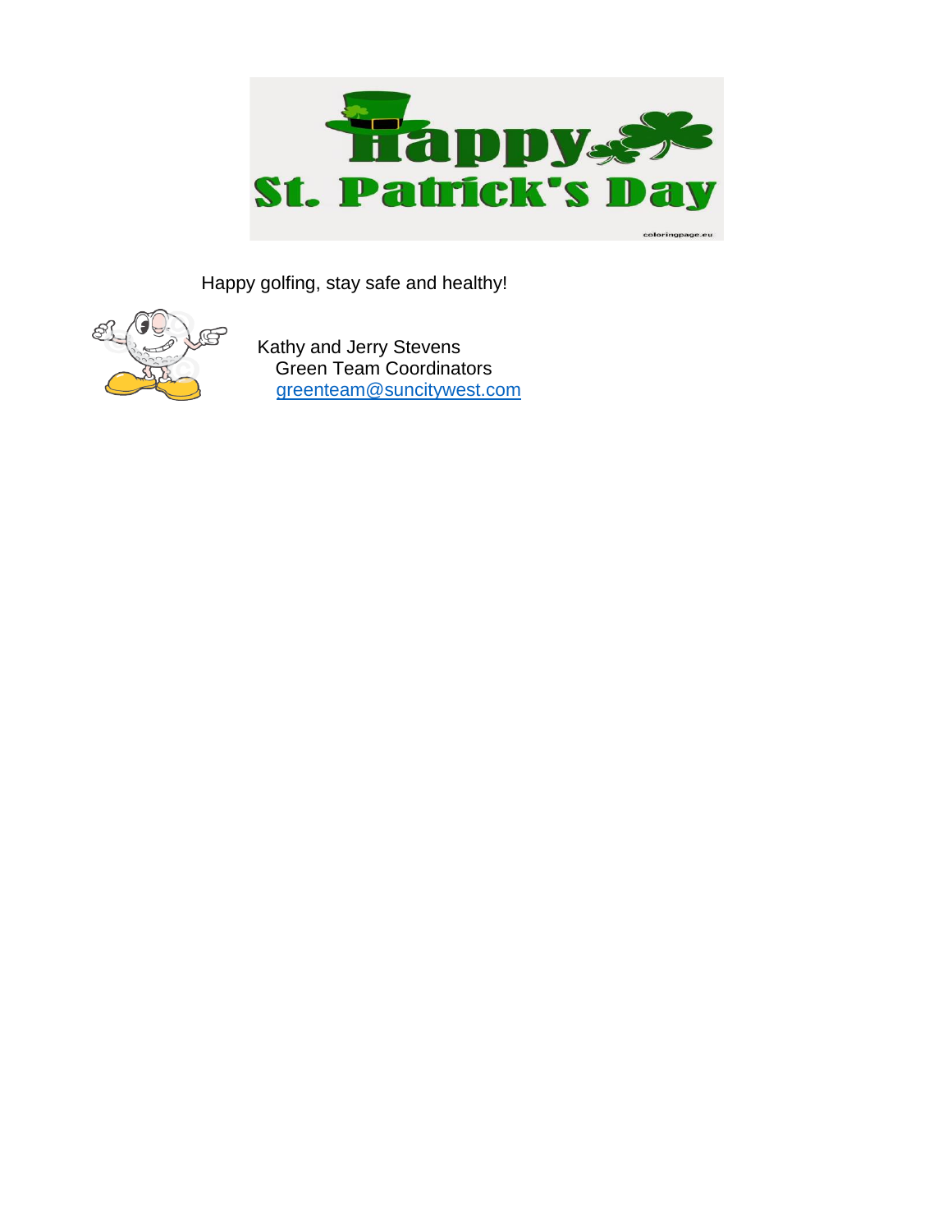Happy golfing, stay safe and healthy!

Kathy and Jerry Stevens
Green Team Coordinators
greenteam@suncitywest.com